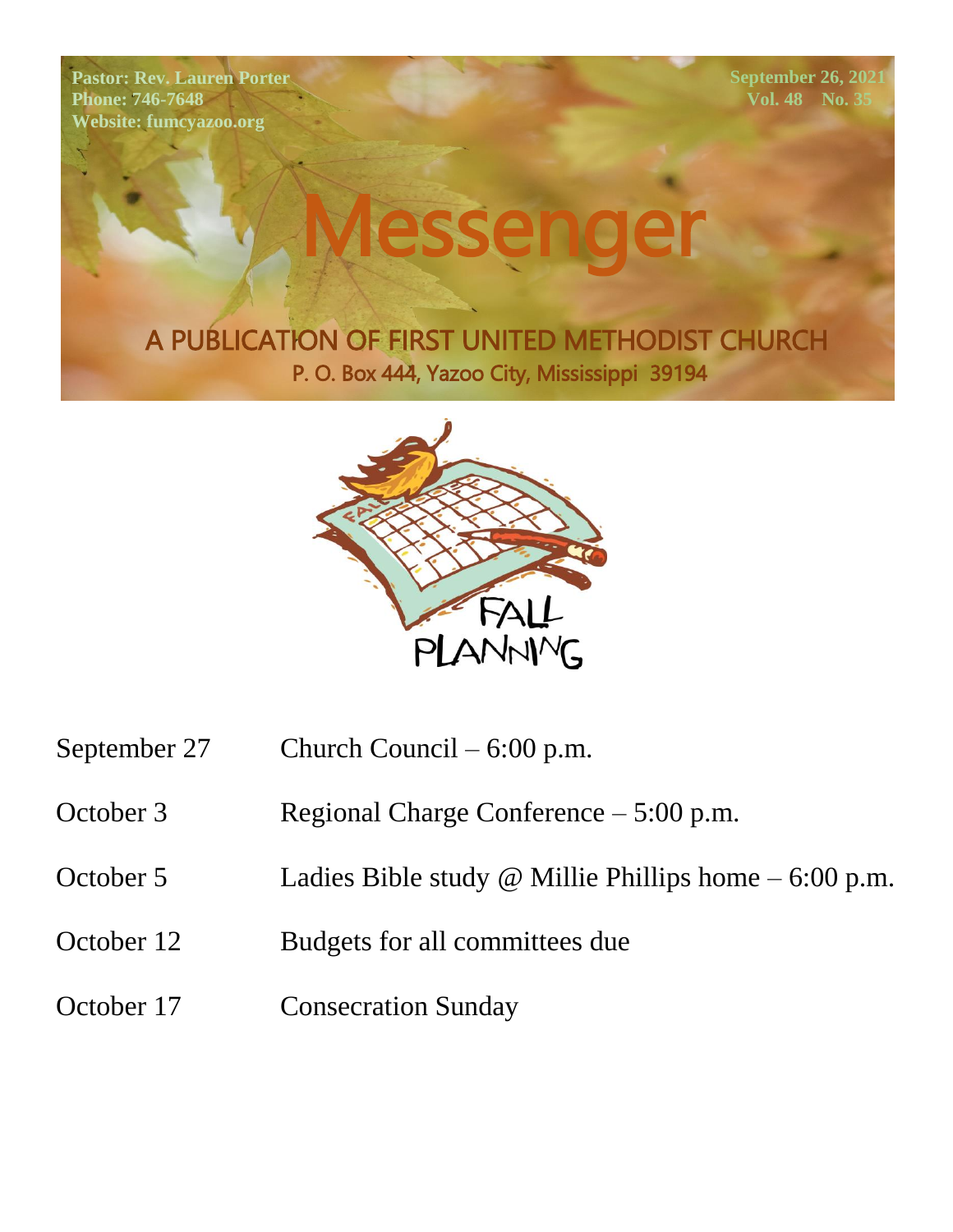Pastor: Rev. Lauren Porter
Phone: 746-7648
Website: fumcyazoo.org

September 26, 2021
Vol. 48 No. 35

# Messenger

## A PUBLICATION OF FIRST UNITED METHODIST CHURCH

P. O. Box 444, Yazoo City, Mississippi 39194

FALL PLANNING

| | |
|---|---|
| September 27 | Church Council – 6:00 p.m. |
| October 3 | Regional Charge Conference – 5:00 p.m. |
| October 5 | Ladies Bible study @ Millie Phillips home – 6:00 p.m. |
| October 12 | Budgets for all committees due |
| October 17 | Consecration Sunday |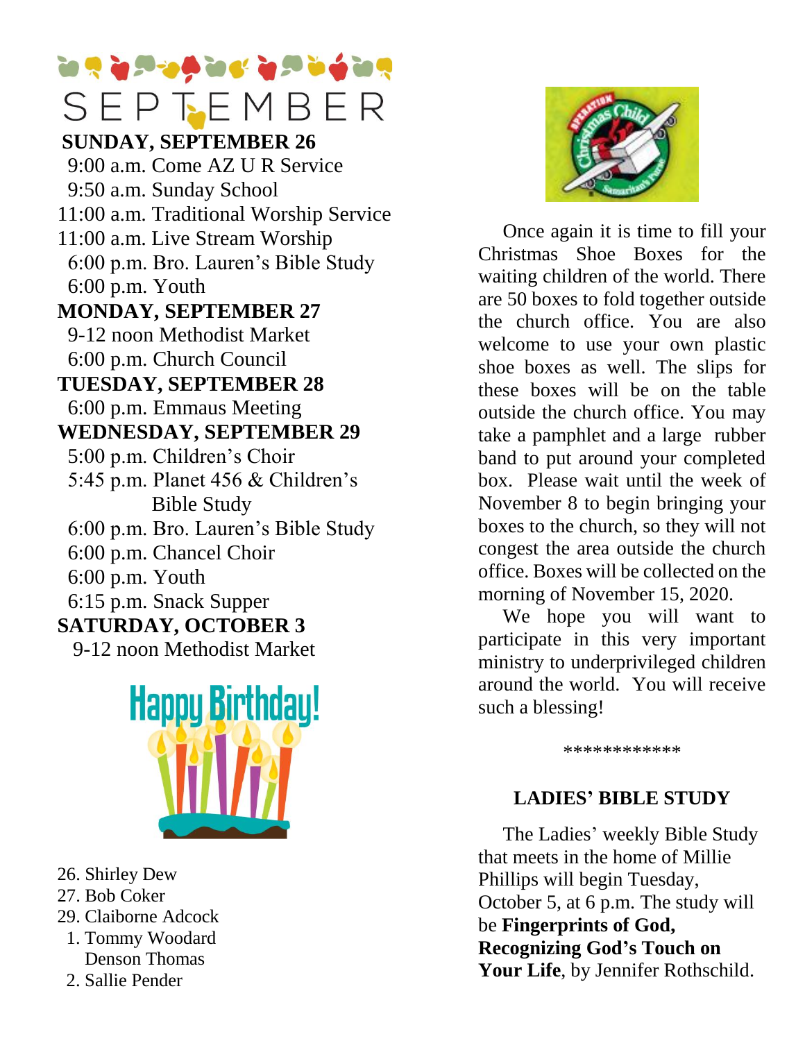# SEPTEMBER

**SUNDAY, SEPTEMBER 26**

9:00 a.m. Come AZ U R Service
9:50 a.m. Sunday School
11:00 a.m. Traditional Worship Service
11:00 a.m. Live Stream Worship
6:00 p.m. Bro. Lauren's Bible Study
6:00 p.m. Youth

**MONDAY, SEPTEMBER 27**

9-12 noon Methodist Market
6:00 p.m. Church Council

**TUESDAY, SEPTEMBER 28**

6:00 p.m. Emmaus Meeting

**WEDNESDAY, SEPTEMBER 29**

5:00 p.m. Children's Choir
5:45 p.m. Planet 456 & Children's Bible Study
6:00 p.m. Bro. Lauren's Bible Study
6:00 p.m. Chancel Choir
6:00 p.m. Youth
6:15 p.m. Snack Supper

**SATURDAY, OCTOBER 3**

9-12 noon Methodist Market

## Happy Birthday!

26. Shirley Dew
27. Bob Coker
29. Claiborne Adcock
1. Tommy Woodard
   Denson Thomas
2. Sallie Pender

Once again it is time to fill your Christmas Shoe Boxes for the waiting children of the world. There are 50 boxes to fold together outside the church office. You are also welcome to use your own plastic shoe boxes as well. The slips for these boxes will be on the table outside the church office. You may take a pamphlet and a large rubber band to put around your completed box. Please wait until the week of November 8 to begin bringing your boxes to the church, so they will not congest the area outside the church office. Boxes will be collected on the morning of November 15, 2020.

We hope you will want to participate in this very important ministry to underprivileged children around the world. You will receive such a blessing!

************

## LADIES' BIBLE STUDY

The Ladies' weekly Bible Study that meets in the home of Millie Phillips will begin Tuesday, October 5, at 6 p.m. The study will be **Fingerprints of God, Recognizing God's Touch on Your Life**, by Jennifer Rothschild.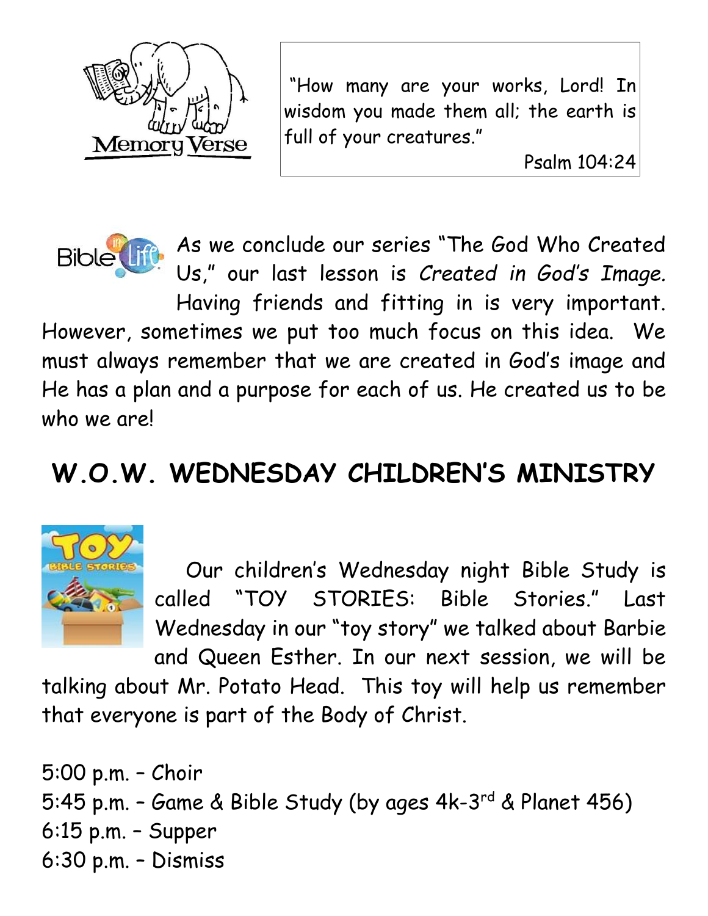Memory Verse

"How many are your works, Lord! In wisdom you made them all; the earth is full of your creatures."

Psalm 104:24

As we conclude our series "The God Who Created Us," our last lesson is *Created in God's Image.* Having friends and fitting in is very important. However, sometimes we put too much focus on this idea. We must always remember that we are created in God's image and He has a plan and a purpose for each of us. He created us to be who we are!

## W.O.W. WEDNESDAY CHILDREN'S MINISTRY

Our children's Wednesday night Bible Study is called "TOY STORIES: Bible Stories." Last Wednesday in our "toy story" we talked about Barbie and Queen Esther. In our next session, we will be talking about Mr. Potato Head. This toy will help us remember that everyone is part of the Body of Christ.

5:00 p.m. – Choir
5:45 p.m. – Game & Bible Study (by ages 4k-3rd & Planet 456)
6:15 p.m. – Supper
6:30 p.m. – Dismiss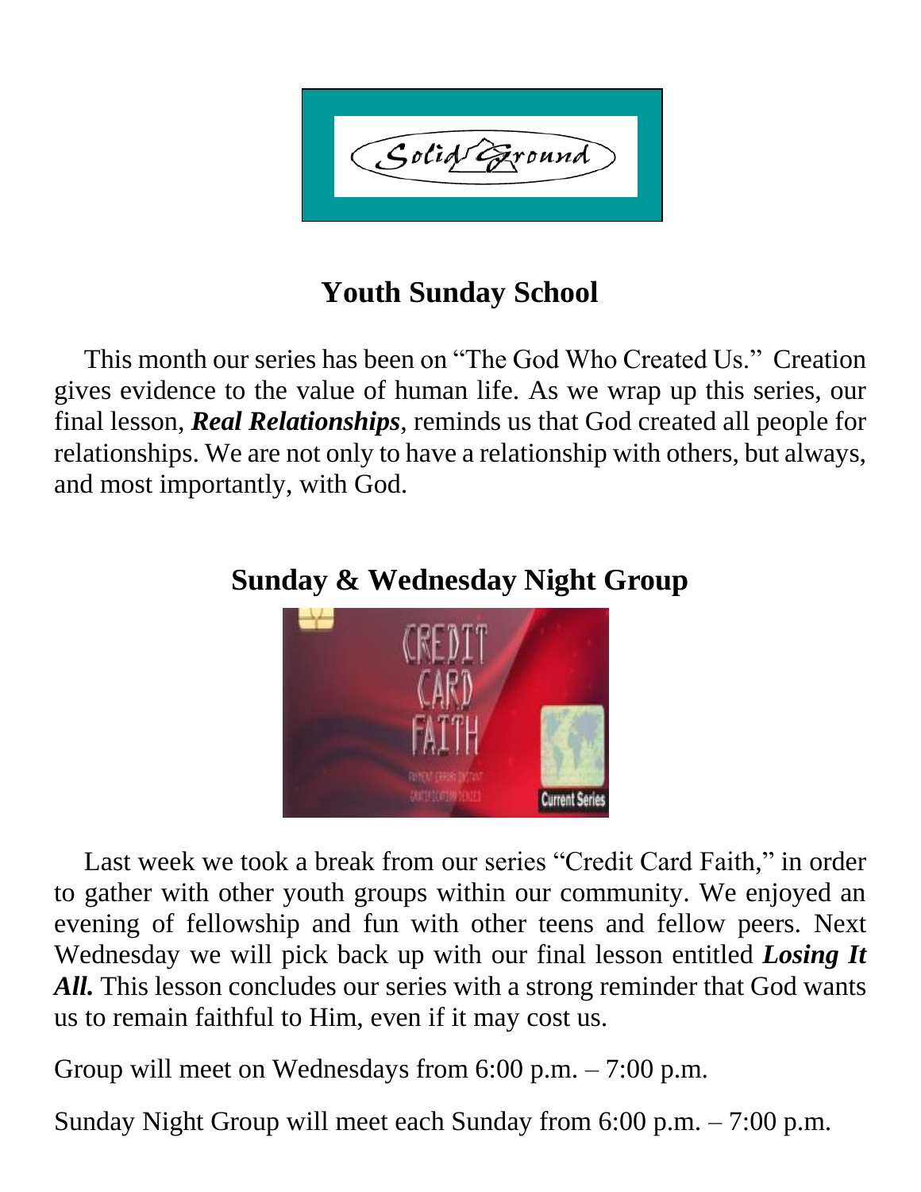Solid Ground

## Youth Sunday School

This month our series has been on "The God Who Created Us." Creation gives evidence to the value of human life. As we wrap up this series, our final lesson, ***Real Relationships***, reminds us that God created all people for relationships. We are not only to have a relationship with others, but always, and most importantly, with God.

## Sunday & Wednesday Night Group

Last week we took a break from our series "Credit Card Faith," in order to gather with other youth groups within our community. We enjoyed an evening of fellowship and fun with other teens and fellow peers. Next Wednesday we will pick back up with our final lesson entitled ***Losing It All.*** This lesson concludes our series with a strong reminder that God wants us to remain faithful to Him, even if it may cost us.

Group will meet on Wednesdays from 6:00 p.m. – 7:00 p.m.

Sunday Night Group will meet each Sunday from 6:00 p.m. – 7:00 p.m.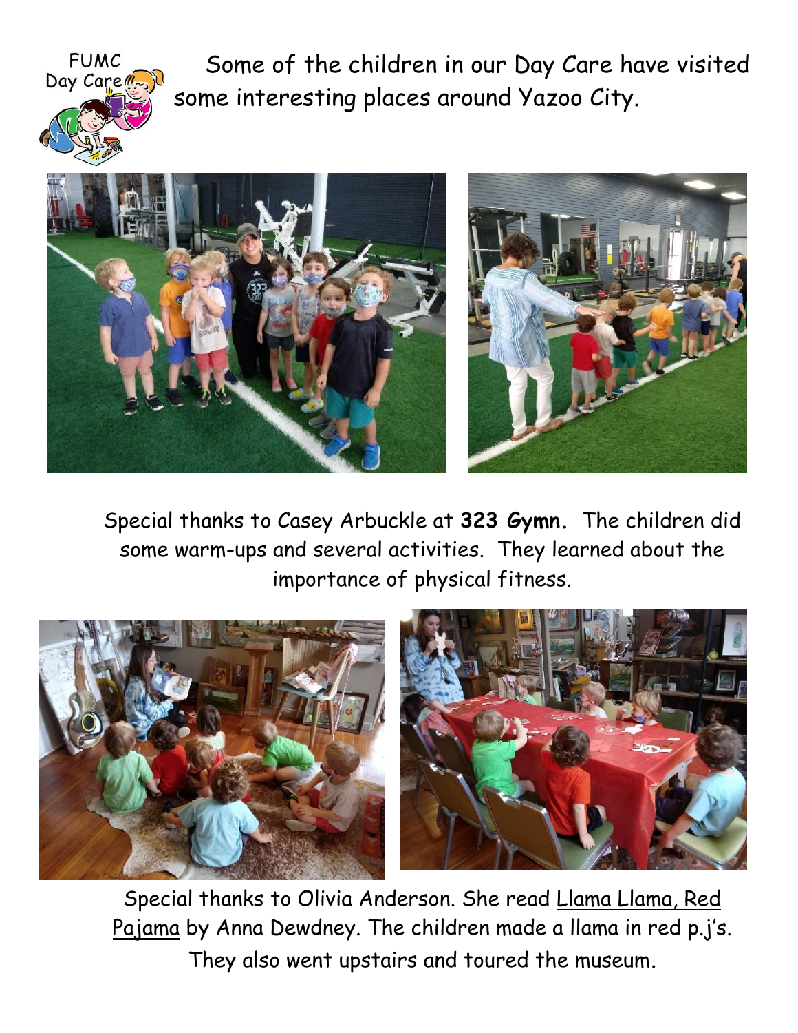FUMC Day Care

Some of the children in our Day Care have visited some interesting places around Yazoo City.

Special thanks to Casey Arbuckle at **323 Gymn.** The children did some warm-ups and several activities. They learned about the importance of physical fitness.

Special thanks to Olivia Anderson. She read Llama Llama, Red Pajama by Anna Dewdney. The children made a llama in red p.j's. They also went upstairs and toured the museum.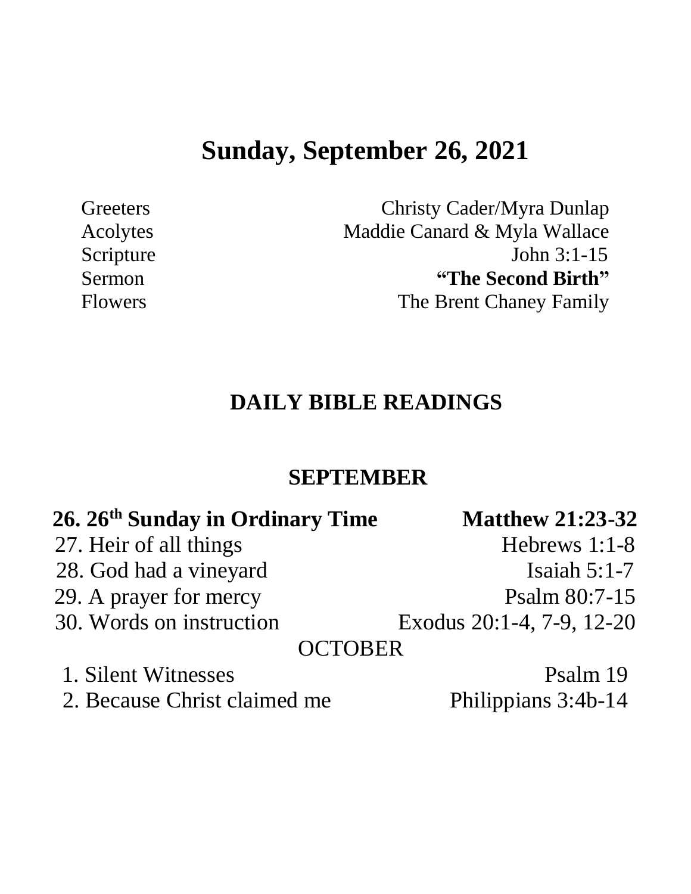# Sunday, September 26, 2021

| | |
|---|---|
| Greeters | Christy Cader/Myra Dunlap |
| Acolytes | Maddie Canard & Myla Wallace |
| Scripture | John 3:1-15 |
| Sermon | **"The Second Birth"** |
| Flowers | The Brent Chaney Family |

## DAILY BIBLE READINGS

### SEPTEMBER

| | |
|---|---|
| **26. 26th Sunday in Ordinary Time** | **Matthew 21:23-32** |
| 27. Heir of all things | Hebrews 1:1-8 |
| 28. God had a vineyard | Isaiah 5:1-7 |
| 29. A prayer for mercy | Psalm 80:7-15 |
| 30. Words on instruction | Exodus 20:1-4, 7-9, 12-20 |

OCTOBER

| | |
|---|---|
| 1. Silent Witnesses | Psalm 19 |
| 2. Because Christ claimed me | Philippians 3:4b-14 |